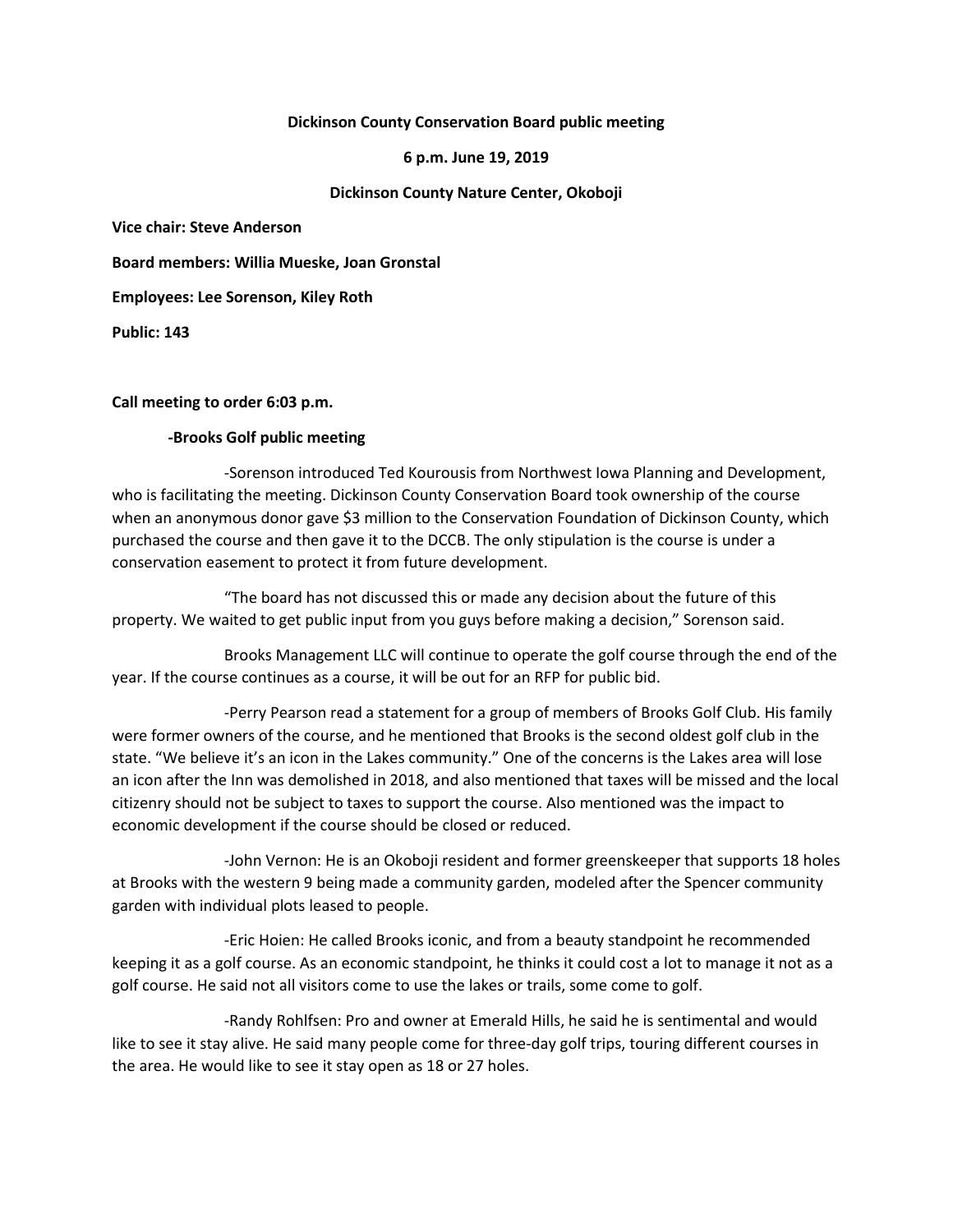**Dickinson County Conservation Board public meeting**

**6 p.m. June 19, 2019**

**Dickinson County Nature Center, Okoboji**

**Vice chair: Steve Anderson**

**Board members: Willia Mueske, Joan Gronstal**

**Employees: Lee Sorenson, Kiley Roth**

**Public: 143**

**Call meeting to order 6:03 p.m.**

**-Brooks Golf public meeting**

-Sorenson introduced Ted Kourousis from Northwest Iowa Planning and Development, who is facilitating the meeting. Dickinson County Conservation Board took ownership of the course when an anonymous donor gave $3 million to the Conservation Foundation of Dickinson County, which purchased the course and then gave it to the DCCB. The only stipulation is the course is under a conservation easement to protect it from future development.

"The board has not discussed this or made any decision about the future of this property. We waited to get public input from you guys before making a decision," Sorenson said.

Brooks Management LLC will continue to operate the golf course through the end of the year. If the course continues as a course, it will be out for an RFP for public bid.

-Perry Pearson read a statement for a group of members of Brooks Golf Club. His family were former owners of the course, and he mentioned that Brooks is the second oldest golf club in the state. "We believe it's an icon in the Lakes community." One of the concerns is the Lakes area will lose an icon after the Inn was demolished in 2018, and also mentioned that taxes will be missed and the local citizenry should not be subject to taxes to support the course. Also mentioned was the impact to economic development if the course should be closed or reduced.

-John Vernon: He is an Okoboji resident and former greenskeeper that supports 18 holes at Brooks with the western 9 being made a community garden, modeled after the Spencer community garden with individual plots leased to people.

-Eric Hoien: He called Brooks iconic, and from a beauty standpoint he recommended keeping it as a golf course. As an economic standpoint, he thinks it could cost a lot to manage it not as a golf course. He said not all visitors come to use the lakes or trails, some come to golf.

-Randy Rohlfsen: Pro and owner at Emerald Hills, he said he is sentimental and would like to see it stay alive. He said many people come for three-day golf trips, touring different courses in the area. He would like to see it stay open as 18 or 27 holes.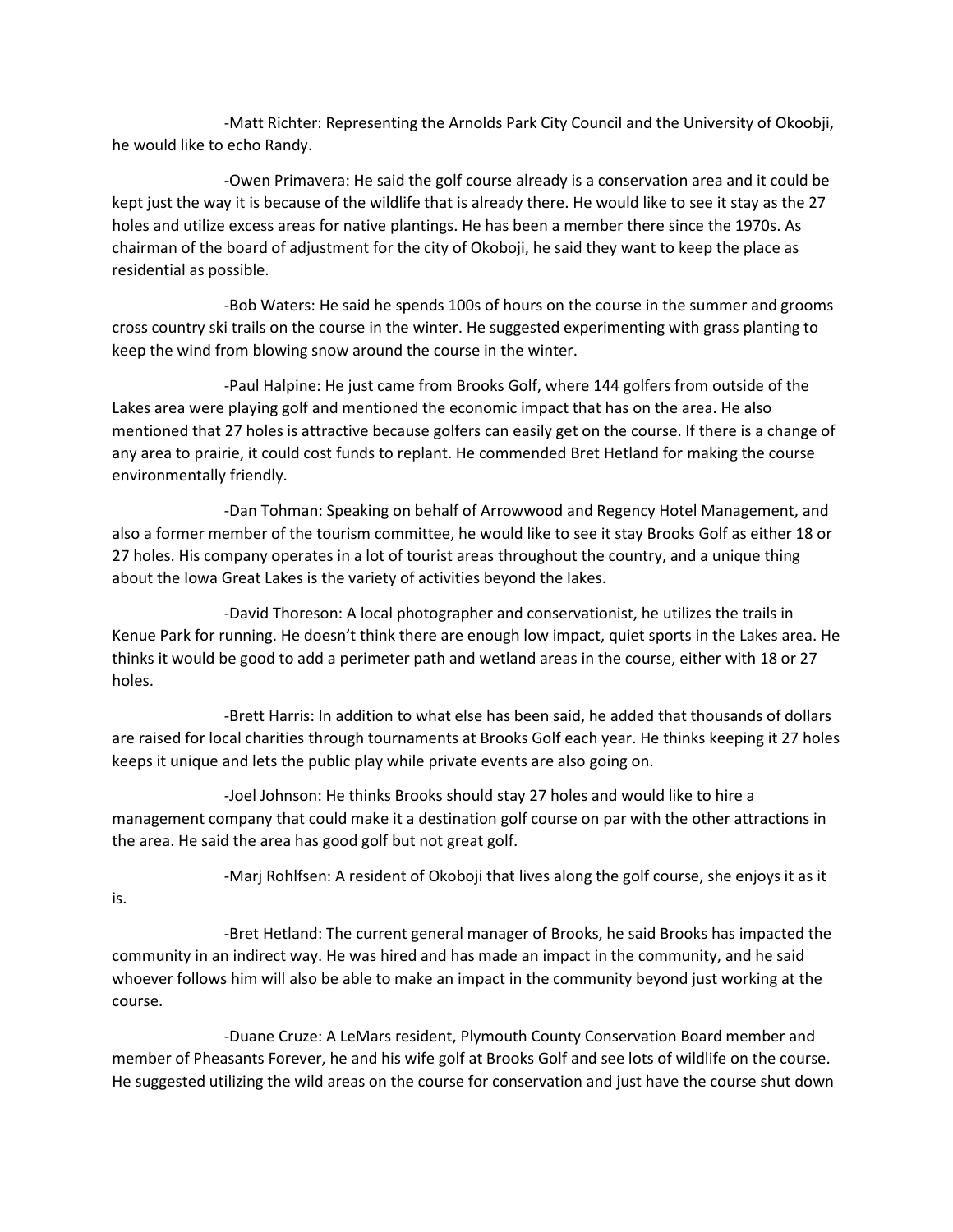-Matt Richter: Representing the Arnolds Park City Council and the University of Okoobji, he would like to echo Randy.

-Owen Primavera: He said the golf course already is a conservation area and it could be kept just the way it is because of the wildlife that is already there. He would like to see it stay as the 27 holes and utilize excess areas for native plantings. He has been a member there since the 1970s. As chairman of the board of adjustment for the city of Okoboji, he said they want to keep the place as residential as possible.

-Bob Waters: He said he spends 100s of hours on the course in the summer and grooms cross country ski trails on the course in the winter. He suggested experimenting with grass planting to keep the wind from blowing snow around the course in the winter.

-Paul Halpine: He just came from Brooks Golf, where 144 golfers from outside of the Lakes area were playing golf and mentioned the economic impact that has on the area. He also mentioned that 27 holes is attractive because golfers can easily get on the course. If there is a change of any area to prairie, it could cost funds to replant. He commended Bret Hetland for making the course environmentally friendly.

-Dan Tohman: Speaking on behalf of Arrowwood and Regency Hotel Management, and also a former member of the tourism committee, he would like to see it stay Brooks Golf as either 18 or 27 holes. His company operates in a lot of tourist areas throughout the country, and a unique thing about the Iowa Great Lakes is the variety of activities beyond the lakes.

-David Thoreson: A local photographer and conservationist, he utilizes the trails in Kenue Park for running. He doesn't think there are enough low impact, quiet sports in the Lakes area. He thinks it would be good to add a perimeter path and wetland areas in the course, either with 18 or 27 holes.

-Brett Harris: In addition to what else has been said, he added that thousands of dollars are raised for local charities through tournaments at Brooks Golf each year. He thinks keeping it 27 holes keeps it unique and lets the public play while private events are also going on.

-Joel Johnson: He thinks Brooks should stay 27 holes and would like to hire a management company that could make it a destination golf course on par with the other attractions in the area. He said the area has good golf but not great golf.

-Marj Rohlfsen: A resident of Okoboji that lives along the golf course, she enjoys it as it is.

-Bret Hetland: The current general manager of Brooks, he said Brooks has impacted the community in an indirect way. He was hired and has made an impact in the community, and he said whoever follows him will also be able to make an impact in the community beyond just working at the course.

-Duane Cruze: A LeMars resident, Plymouth County Conservation Board member and member of Pheasants Forever, he and his wife golf at Brooks Golf and see lots of wildlife on the course. He suggested utilizing the wild areas on the course for conservation and just have the course shut down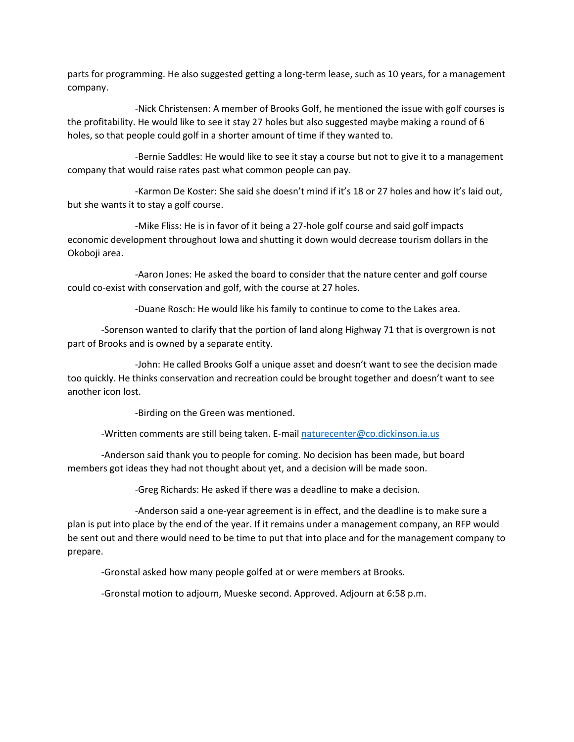parts for programming. He also suggested getting a long-term lease, such as 10 years, for a management company.

-Nick Christensen: A member of Brooks Golf, he mentioned the issue with golf courses is the profitability. He would like to see it stay 27 holes but also suggested maybe making a round of 6 holes, so that people could golf in a shorter amount of time if they wanted to.

-Bernie Saddles: He would like to see it stay a course but not to give it to a management company that would raise rates past what common people can pay.

-Karmon De Koster: She said she doesn't mind if it's 18 or 27 holes and how it's laid out, but she wants it to stay a golf course.

-Mike Fliss: He is in favor of it being a 27-hole golf course and said golf impacts economic development throughout Iowa and shutting it down would decrease tourism dollars in the Okoboji area.

-Aaron Jones: He asked the board to consider that the nature center and golf course could co-exist with conservation and golf, with the course at 27 holes.

-Duane Rosch: He would like his family to continue to come to the Lakes area.

-Sorenson wanted to clarify that the portion of land along Highway 71 that is overgrown is not part of Brooks and is owned by a separate entity.

-John: He called Brooks Golf a unique asset and doesn't want to see the decision made too quickly. He thinks conservation and recreation could be brought together and doesn't want to see another icon lost.

-Birding on the Green was mentioned.

-Written comments are still being taken. E-mail naturecenter@co.dickinson.ia.us

-Anderson said thank you to people for coming. No decision has been made, but board members got ideas they had not thought about yet, and a decision will be made soon.

-Greg Richards: He asked if there was a deadline to make a decision.

-Anderson said a one-year agreement is in effect, and the deadline is to make sure a plan is put into place by the end of the year. If it remains under a management company, an RFP would be sent out and there would need to be time to put that into place and for the management company to prepare.

-Gronstal asked how many people golfed at or were members at Brooks.

-Gronstal motion to adjourn, Mueske second. Approved. Adjourn at 6:58 p.m.